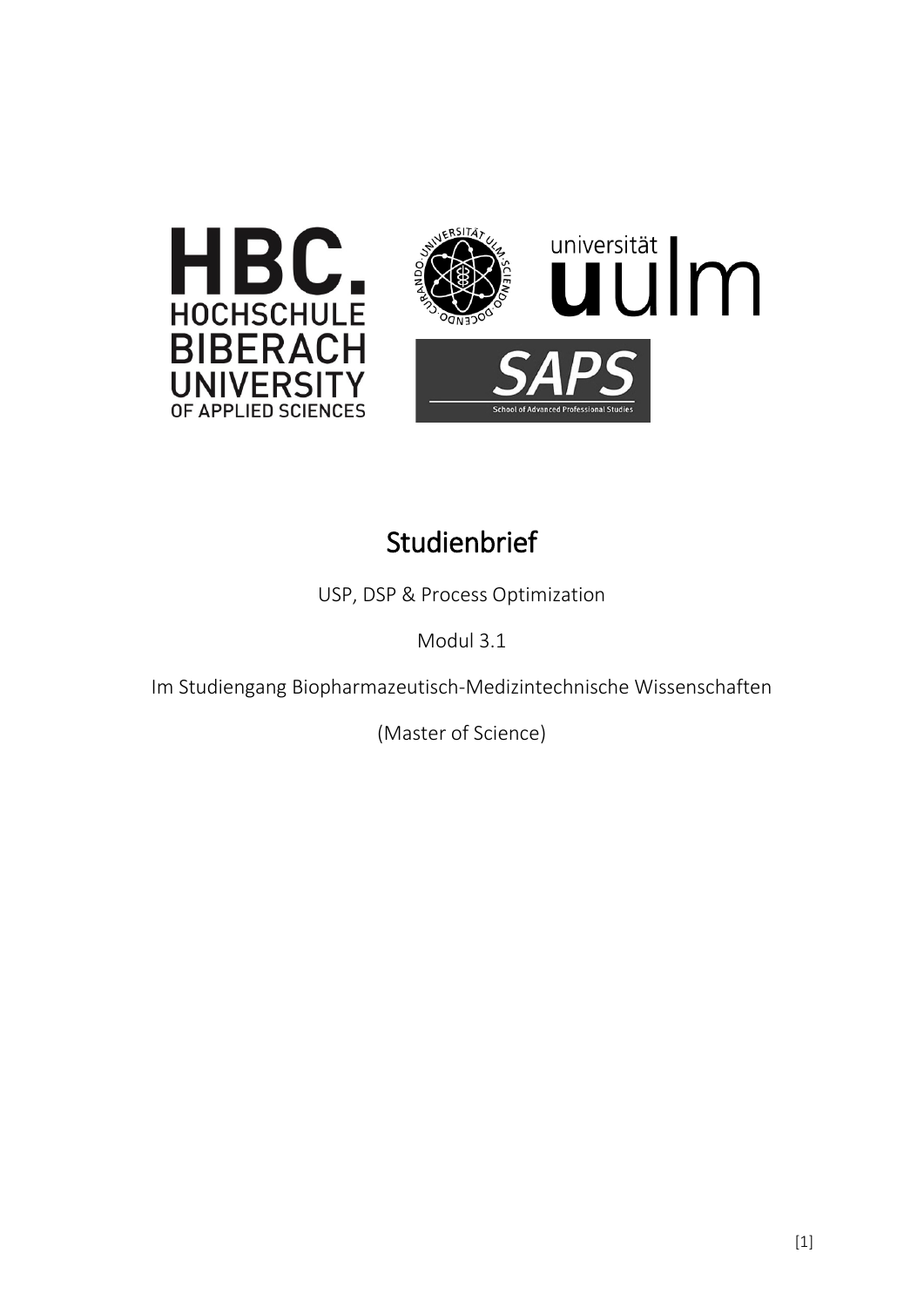# Studienbrief

USP, DSP & Process Optimization

Modul 3.1

Im Studiengang Biopharmazeutisch-Medizintechnische Wissenschaften

(Master of Science)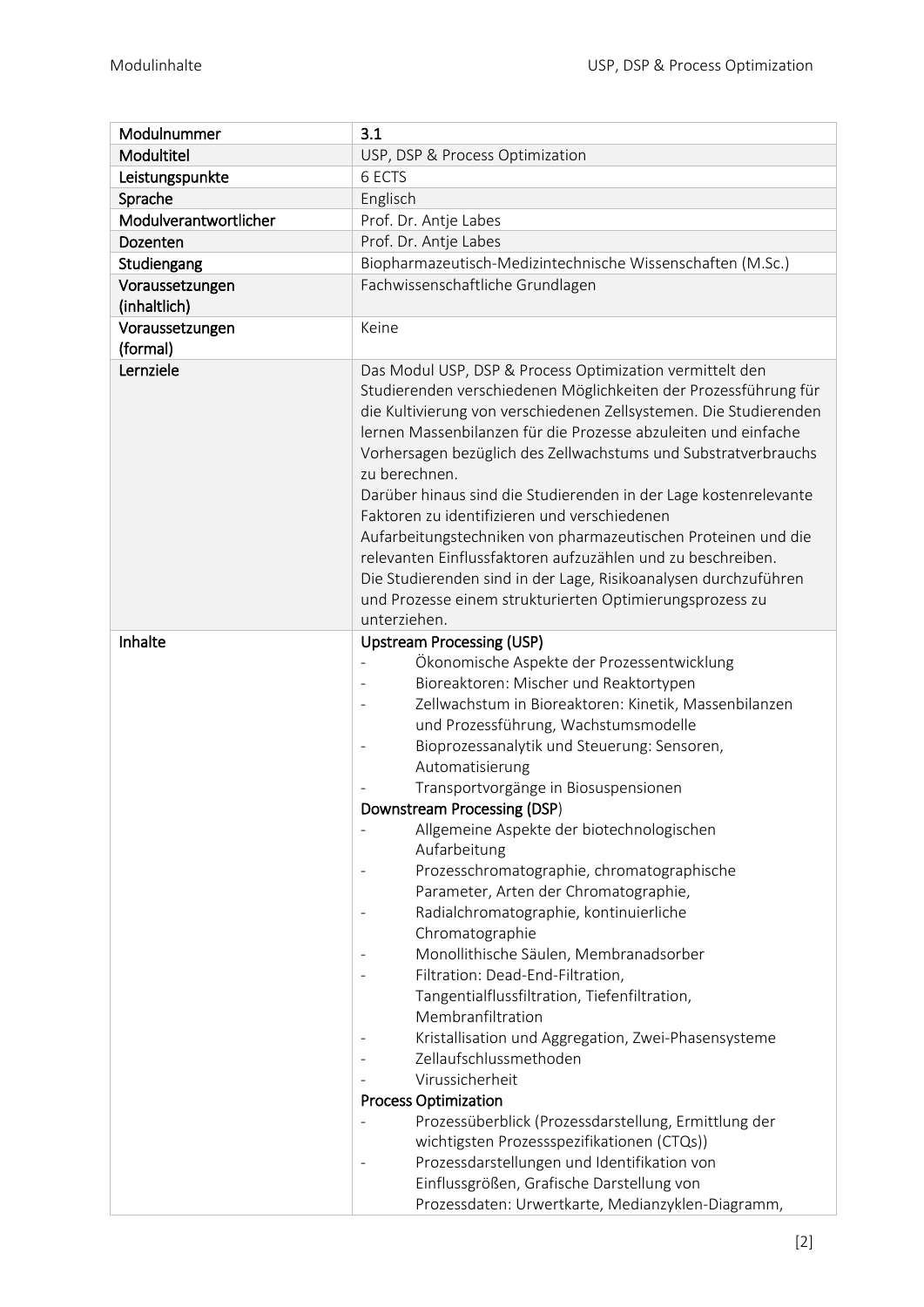| Modulnummer | 3.1 |
|---|---|
| Modultitel | USP, DSP & Process Optimization |
| Leistungspunkte | 6 ECTS |
| Sprache | Englisch |
| Modulverantwortlicher | Prof. Dr. Antje Labes |
| Dozenten | Prof. Dr. Antje Labes |
| Studiengang | Biopharmazeutisch-Medizintechnische Wissenschaften (M.Sc.) |
| Voraussetzungen (inhaltlich) | Fachwissenschaftliche Grundlagen |
| Voraussetzungen (formal) | Keine |
| Lernziele | Das Modul USP, DSP & Process Optimization vermittelt den Studierenden verschiedenen Möglichkeiten der Prozessführung für die Kultivierung von verschiedenen Zellsystemen. Die Studierenden lernen Massenbilanzen für die Prozesse abzuleiten und einfache Vorhersagen bezüglich des Zellwachstums und Substratverbrauchs zu berechnen.<br>Darüber hinaus sind die Studierenden in der Lage kostenrelevante Faktoren zu identifizieren und verschiedenen Aufarbeitungstechniken von pharmazeutischen Proteinen und die relevanten Einflussfaktoren aufzuzählen und zu beschreiben.<br>Die Studierenden sind in der Lage, Risikoanalysen durchzuführen und Prozesse einem strukturierten Optimierungsprozess zu unterziehen. |
| Inhalte | **Upstream Processing (USP)**<br>- Ökonomische Aspekte der Prozessentwicklung<br>- Bioreaktoren: Mischer und Reaktortypen<br>- Zellwachstum in Bioreaktoren: Kinetik, Massenbilanzen und Prozessführung, Wachstumsmodelle<br>- Bioprozessanalytik und Steuerung: Sensoren, Automatisierung<br>- Transportvorgänge in Biosuspensionen<br>**Downstream Processing (DSP)**<br>- Allgemeine Aspekte der biotechnologischen Aufarbeitung<br>- Prozesschromatographie, chromatographische Parameter, Arten der Chromatographie,<br>- Radialchromatographie, kontinuierliche Chromatographie<br>- Monollithische Säulen, Membranadsorber<br>- Filtration: Dead-End-Filtration, Tangentialflussfiltration, Tiefenfiltration, Membranfiltration<br>- Kristallisation und Aggregation, Zwei-Phasensysteme<br>- Zellaufschlussmethoden<br>- Virussicherheit<br>**Process Optimization**<br>- Prozessüberblick (Prozessdarstellung, Ermittlung der wichtigsten Prozessspezifikationen (CTQs))<br>- Prozessdarstellungen und Identifikation von Einflussgrößen, Grafische Darstellung von Prozessdaten: Urwertkarte, Medianzyklen-Diagramm, |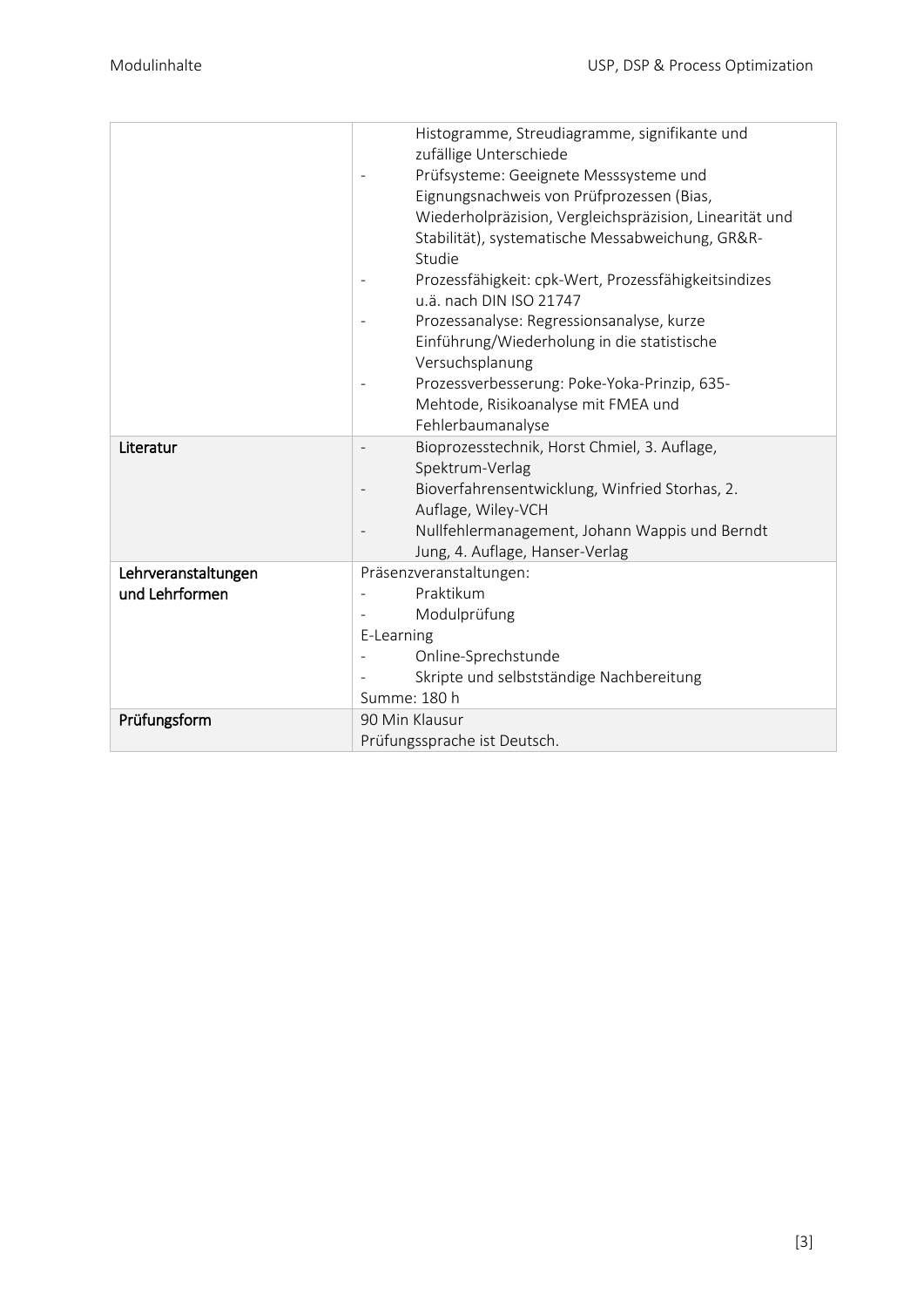| | |
|---|---|
| | Histogramme, Streudiagramme, signifikante und zufällige Unterschiede<br>- Prüfsysteme: Geeignete Messsysteme und Eignungsnachweis von Prüfprozessen (Bias, Wiederholpräzision, Vergleichspräzision, Linearität und Stabilität), systematische Messabweichung, GR&R-Studie<br>- Prozessfähigkeit: cpk-Wert, Prozessfähigkeitsindizes u.ä. nach DIN ISO 21747<br>- Prozessanalyse: Regressionsanalyse, kurze Einführung/Wiederholung in die statistische Versuchsplanung<br>- Prozessverbesserung: Poke-Yoka-Prinzip, 635-Mehtode, Risikoanalyse mit FMEA und Fehlerbaumanalyse |
| **Literatur** | - Bioprozesstechnik, Horst Chmiel, 3. Auflage, Spektrum-Verlag<br>- Bioverfahrensentwicklung, Winfried Storhas, 2. Auflage, Wiley-VCH<br>- Nullfehlermanagement, Johann Wappis und Berndt Jung, 4. Auflage, Hanser-Verlag |
| **Lehrveranstaltungen und Lehrformen** | Präsenzveranstaltungen:<br>- Praktikum<br>- Modulprüfung<br>E-Learning<br>- Online-Sprechstunde<br>- Skripte und selbstständige Nachbereitung<br>Summe: 180 h |
| **Prüfungsform** | 90 Min Klausur<br>Prüfungssprache ist Deutsch. |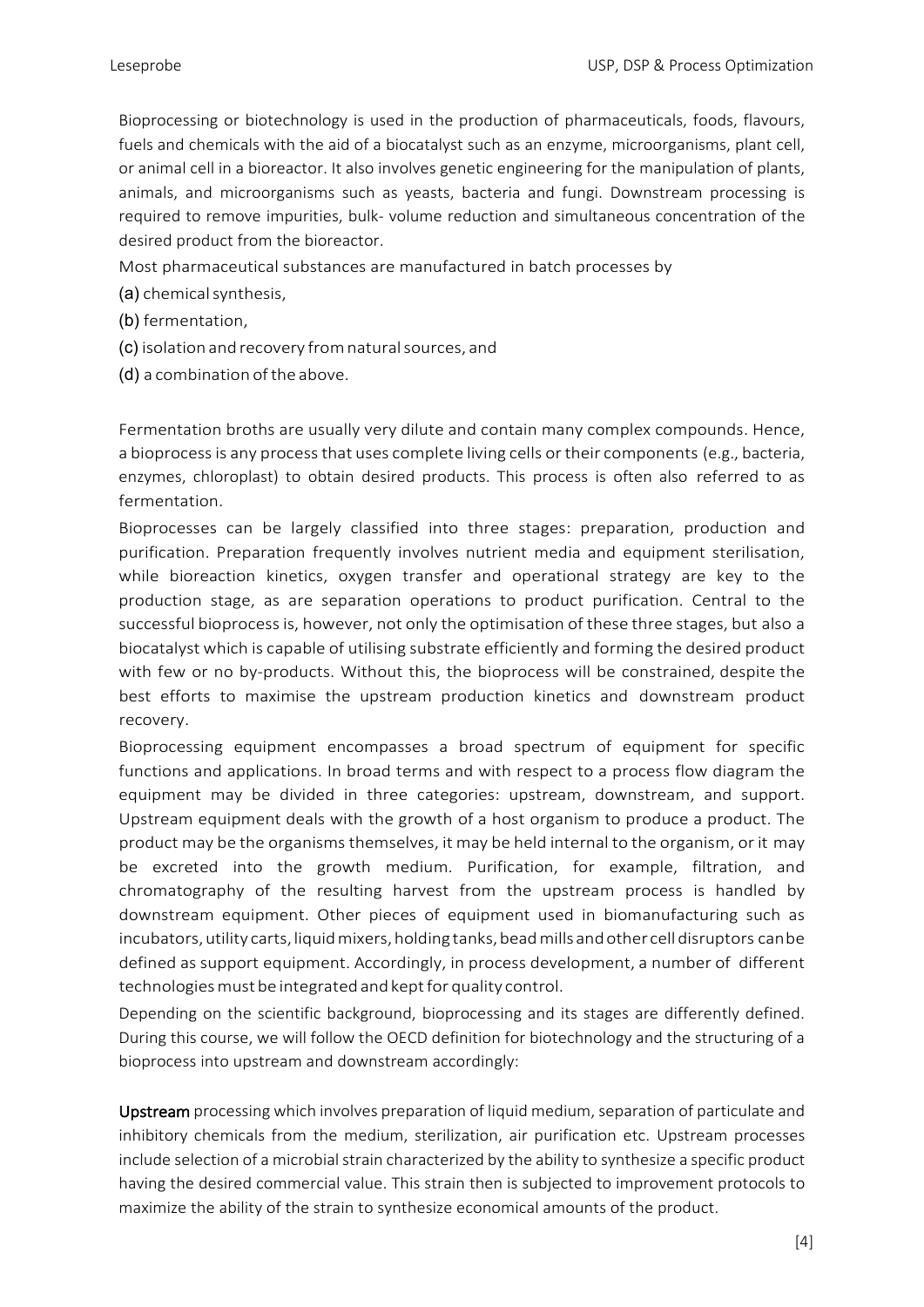Bioprocessing or biotechnology is used in the production of pharmaceuticals, foods, flavours, fuels and chemicals with the aid of a biocatalyst such as an enzyme, microorganisms, plant cell, or animal cell in a bioreactor. It also involves genetic engineering for the manipulation of plants, animals, and microorganisms such as yeasts, bacteria and fungi. Downstream processing is required to remove impurities, bulk- volume reduction and simultaneous concentration of the desired product from the bioreactor.

Most pharmaceutical substances are manufactured in batch processes by

(a) chemical synthesis,

(b) fermentation,

(c) isolation and recovery from natural sources, and

(d) a combination of the above.

Fermentation broths are usually very dilute and contain many complex compounds. Hence, a bioprocess is any process that uses complete living cells or their components (e.g., bacteria, enzymes, chloroplast) to obtain desired products. This process is often also referred to as fermentation.

Bioprocesses can be largely classified into three stages: preparation, production and purification. Preparation frequently involves nutrient media and equipment sterilisation, while bioreaction kinetics, oxygen transfer and operational strategy are key to the production stage, as are separation operations to product purification. Central to the successful bioprocess is, however, not only the optimisation of these three stages, but also a biocatalyst which is capable of utilising substrate efficiently and forming the desired product with few or no by-products. Without this, the bioprocess will be constrained, despite the best efforts to maximise the upstream production kinetics and downstream product recovery.

Bioprocessing equipment encompasses a broad spectrum of equipment for specific functions and applications. In broad terms and with respect to a process flow diagram the equipment may be divided in three categories: upstream, downstream, and support. Upstream equipment deals with the growth of a host organism to produce a product. The product may be the organisms themselves, it may be held internal to the organism, or it may be excreted into the growth medium. Purification, for example, filtration, and chromatography of the resulting harvest from the upstream process is handled by downstream equipment. Other pieces of equipment used in biomanufacturing such as incubators, utility carts, liquid mixers, holding tanks, bead mills and other cell disruptors can be defined as support equipment. Accordingly, in process development, a number of different technologies must be integrated and kept for quality control.

Depending on the scientific background, bioprocessing and its stages are differently defined. During this course, we will follow the OECD definition for biotechnology and the structuring of a bioprocess into upstream and downstream accordingly:

**Upstream** processing which involves preparation of liquid medium, separation of particulate and inhibitory chemicals from the medium, sterilization, air purification etc. Upstream processes include selection of a microbial strain characterized by the ability to synthesize a specific product having the desired commercial value. This strain then is subjected to improvement protocols to maximize the ability of the strain to synthesize economical amounts of the product.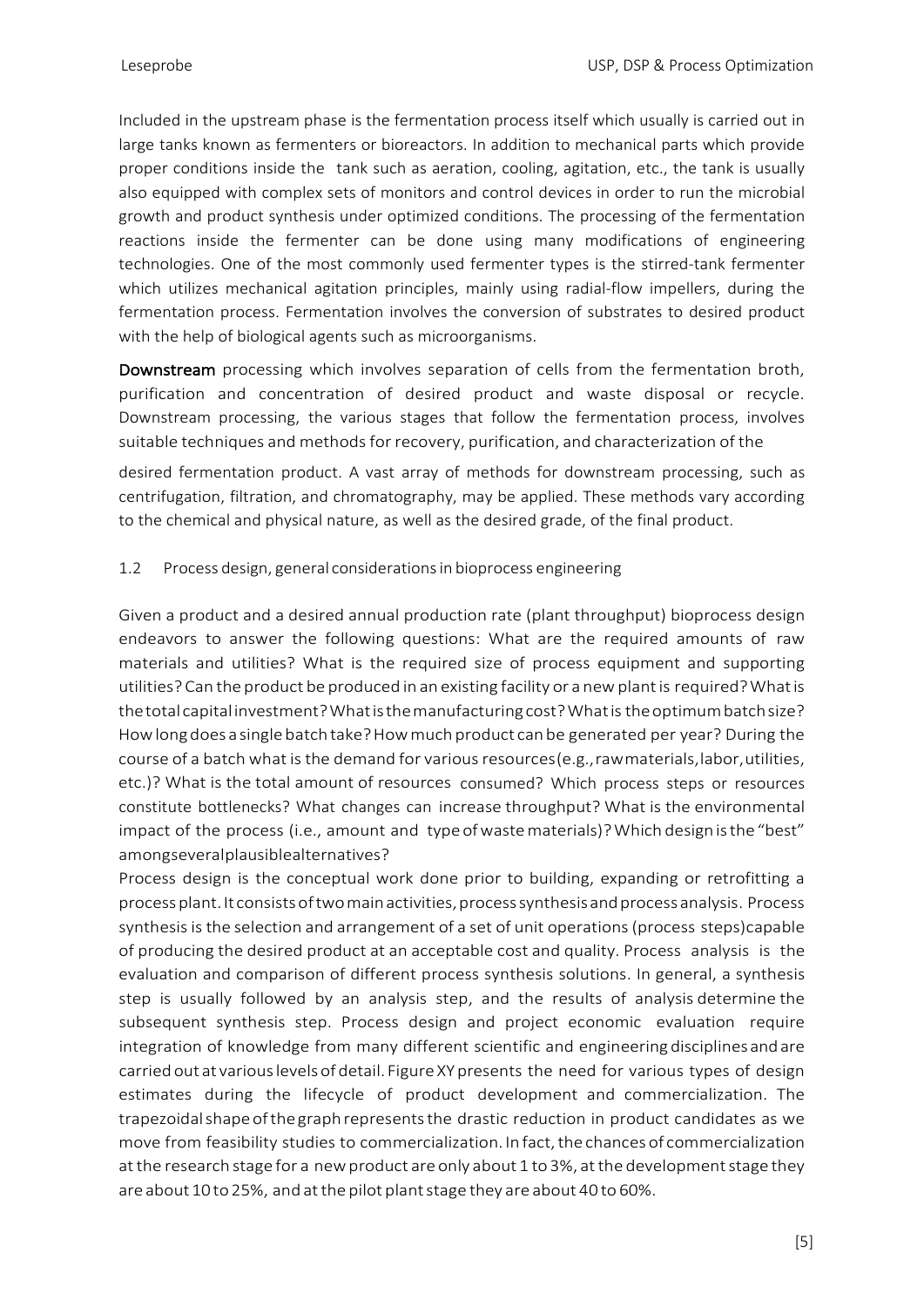Included in the upstream phase is the fermentation process itself which usually is carried out in large tanks known as fermenters or bioreactors. In addition to mechanical parts which provide proper conditions inside the tank such as aeration, cooling, agitation, etc., the tank is usually also equipped with complex sets of monitors and control devices in order to run the microbial growth and product synthesis under optimized conditions. The processing of the fermentation reactions inside the fermenter can be done using many modifications of engineering technologies. One of the most commonly used fermenter types is the stirred-tank fermenter which utilizes mechanical agitation principles, mainly using radial-flow impellers, during the fermentation process. Fermentation involves the conversion of substrates to desired product with the help of biological agents such as microorganisms.

**Downstream** processing which involves separation of cells from the fermentation broth, purification and concentration of desired product and waste disposal or recycle. Downstream processing, the various stages that follow the fermentation process, involves suitable techniques and methods for recovery, purification, and characterization of the desired fermentation product. A vast array of methods for downstream processing, such as centrifugation, filtration, and chromatography, may be applied. These methods vary according to the chemical and physical nature, as well as the desired grade, of the final product.

## 1.2 Process design, general considerations in bioprocess engineering

Given a product and a desired annual production rate (plant throughput) bioprocess design endeavors to answer the following questions: What are the required amounts of raw materials and utilities? What is the required size of process equipment and supporting utilities? Can the product be produced in an existing facility or a new plant is required? What is the total capital investment? What is the manufacturing cost? What is the optimum batch size? How long does a single batch take? How much product can be generated per year? During the course of a batch what is the demand for various resources (e.g., raw materials, labor, utilities, etc.)? What is the total amount of resources consumed? Which process steps or resources constitute bottlenecks? What changes can increase throughput? What is the environmental impact of the process (i.e., amount and type of waste materials)? Which design is the "best" among several plausible alternatives?

Process design is the conceptual work done prior to building, expanding or retrofitting a process plant. It consists of two main activities, process synthesis and process analysis. Process synthesis is the selection and arrangement of a set of unit operations (process steps) capable of producing the desired product at an acceptable cost and quality. Process analysis is the evaluation and comparison of different process synthesis solutions. In general, a synthesis step is usually followed by an analysis step, and the results of analysis determine the subsequent synthesis step. Process design and project economic evaluation require integration of knowledge from many different scientific and engineering disciplines and are carried out at various levels of detail. Figure XY presents the need for various types of design estimates during the lifecycle of product development and commercialization. The trapezoidal shape of the graph represents the drastic reduction in product candidates as we move from feasibility studies to commercialization. In fact, the chances of commercialization at the research stage for a new product are only about 1 to 3%, at the development stage they are about 10 to 25%, and at the pilot plant stage they are about 40 to 60%.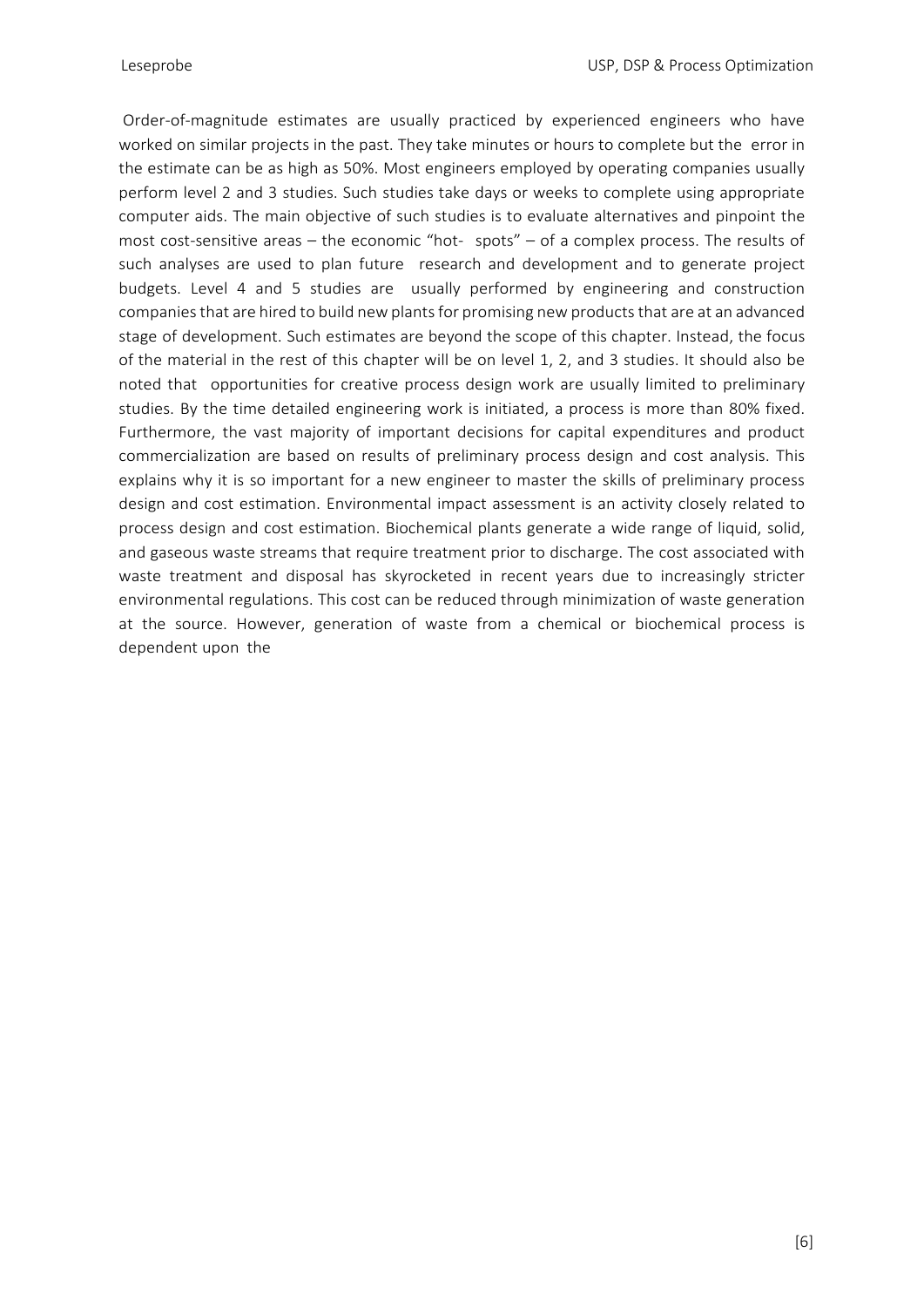Order-of-magnitude estimates are usually practiced by experienced engineers who have worked on similar projects in the past. They take minutes or hours to complete but the error in the estimate can be as high as 50%. Most engineers employed by operating companies usually perform level 2 and 3 studies. Such studies take days or weeks to complete using appropriate computer aids. The main objective of such studies is to evaluate alternatives and pinpoint the most cost-sensitive areas – the economic "hot- spots" – of a complex process. The results of such analyses are used to plan future research and development and to generate project budgets. Level 4 and 5 studies are usually performed by engineering and construction companies that are hired to build new plants for promising new products that are at an advanced stage of development. Such estimates are beyond the scope of this chapter. Instead, the focus of the material in the rest of this chapter will be on level 1, 2, and 3 studies. It should also be noted that opportunities for creative process design work are usually limited to preliminary studies. By the time detailed engineering work is initiated, a process is more than 80% fixed. Furthermore, the vast majority of important decisions for capital expenditures and product commercialization are based on results of preliminary process design and cost analysis. This explains why it is so important for a new engineer to master the skills of preliminary process design and cost estimation. Environmental impact assessment is an activity closely related to process design and cost estimation. Biochemical plants generate a wide range of liquid, solid, and gaseous waste streams that require treatment prior to discharge. The cost associated with waste treatment and disposal has skyrocketed in recent years due to increasingly stricter environmental regulations. This cost can be reduced through minimization of waste generation at the source. However, generation of waste from a chemical or biochemical process is dependent upon the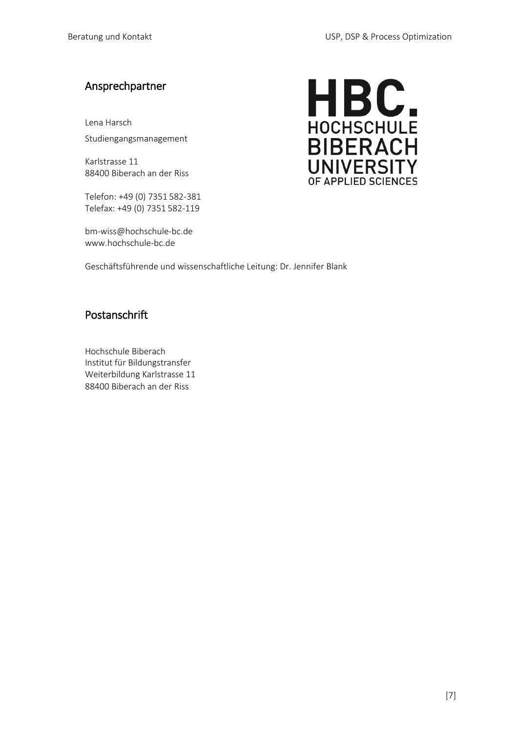## Ansprechpartner

Lena Harsch

Studiengangsmanagement

Karlstrasse 11
88400 Biberach an der Riss

Telefon: +49 (0) 7351 582-381
Telefax: +49 (0) 7351 582-119

bm-wiss@hochschule-bc.de
www.hochschule-bc.de

HBC.
HOCHSCHULE
BIBERACH
UNIVERSITY
OF APPLIED SCIENCES

Geschäftsführende und wissenschaftliche Leitung: Dr. Jennifer Blank

## Postanschrift

Hochschule Biberach
Institut für Bildungstransfer
Weiterbildung Karlstrasse 11
88400 Biberach an der Riss